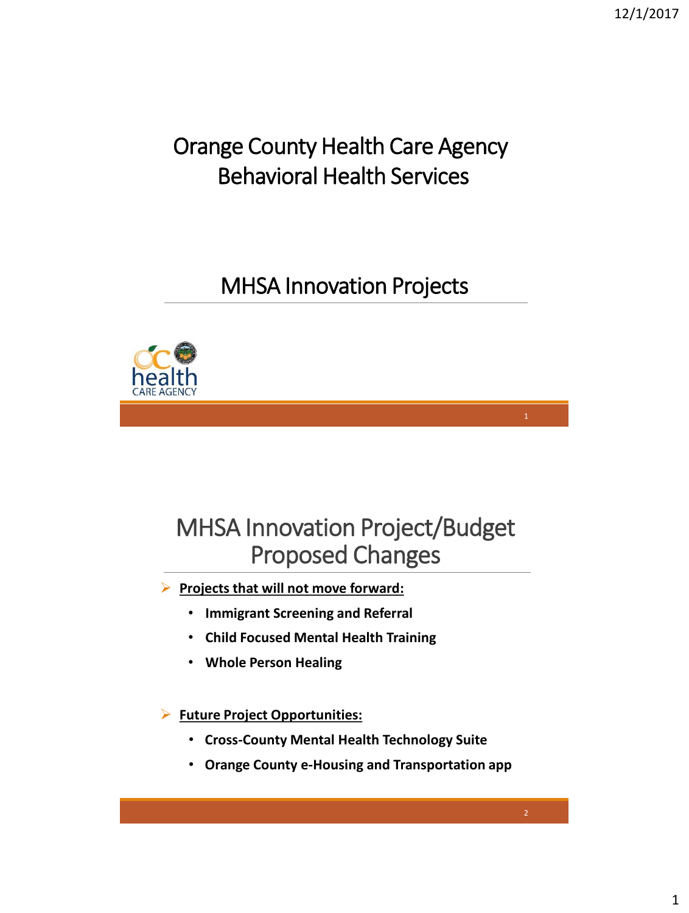# Orange County Health Care Agency
# Behavioral Health Services

## MHSA Innovation Projects

## MHSA Innovation Project/Budget Proposed Changes

- **Projects that will not move forward:**
  - **Immigrant Screening and Referral**
  - **Child Focused Mental Health Training**
  - **Whole Person Healing**

- **Future Project Opportunities:**
  - **Cross-County Mental Health Technology Suite**
  - **Orange County e-Housing and Transportation app**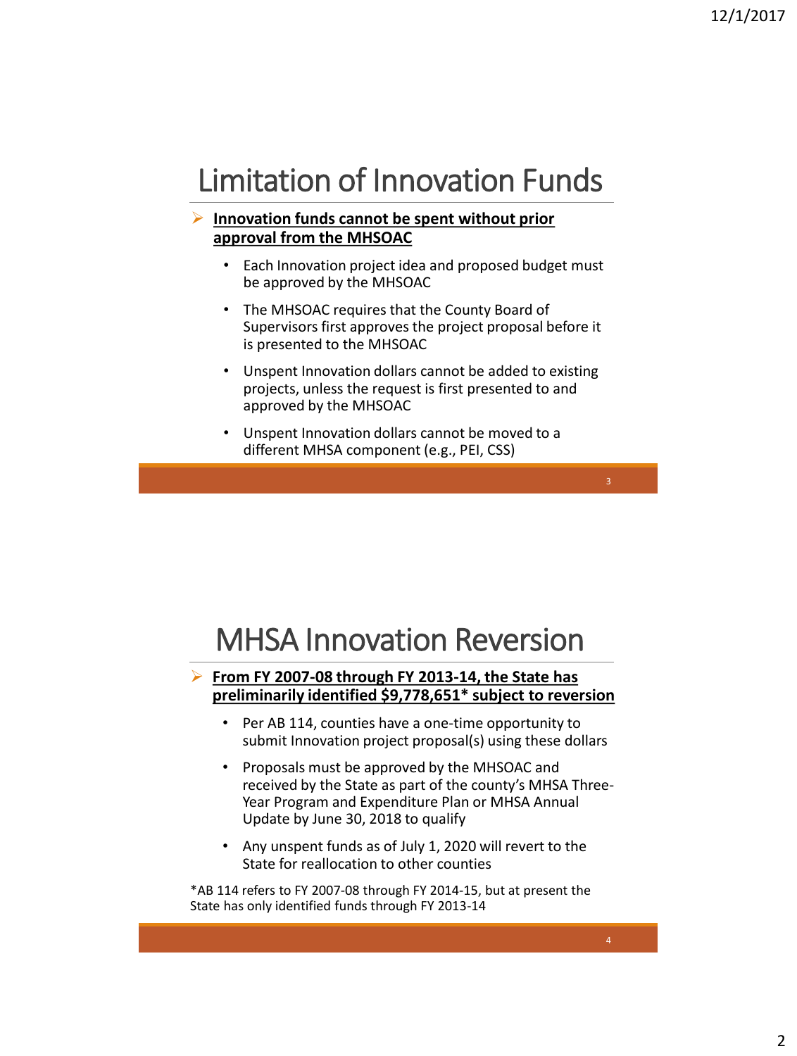# Limitation of Innovation Funds

- **Innovation funds cannot be spent without prior approval from the MHSOAC**
  - Each Innovation project idea and proposed budget must be approved by the MHSOAC
  - The MHSOAC requires that the County Board of Supervisors first approves the project proposal before it is presented to the MHSOAC
  - Unspent Innovation dollars cannot be added to existing projects, unless the request is first presented to and approved by the MHSOAC
  - Unspent Innovation dollars cannot be moved to a different MHSA component (e.g., PEI, CSS)

# MHSA Innovation Reversion

- **From FY 2007-08 through FY 2013-14, the State has preliminarily identified $9,778,651* subject to reversion**
  - Per AB 114, counties have a one-time opportunity to submit Innovation project proposal(s) using these dollars
  - Proposals must be approved by the MHSOAC and received by the State as part of the county's MHSA Three-Year Program and Expenditure Plan or MHSA Annual Update by June 30, 2018 to qualify
  - Any unspent funds as of July 1, 2020 will revert to the State for reallocation to other counties

*AB 114 refers to FY 2007-08 through FY 2014-15, but at present the State has only identified funds through FY 2013-14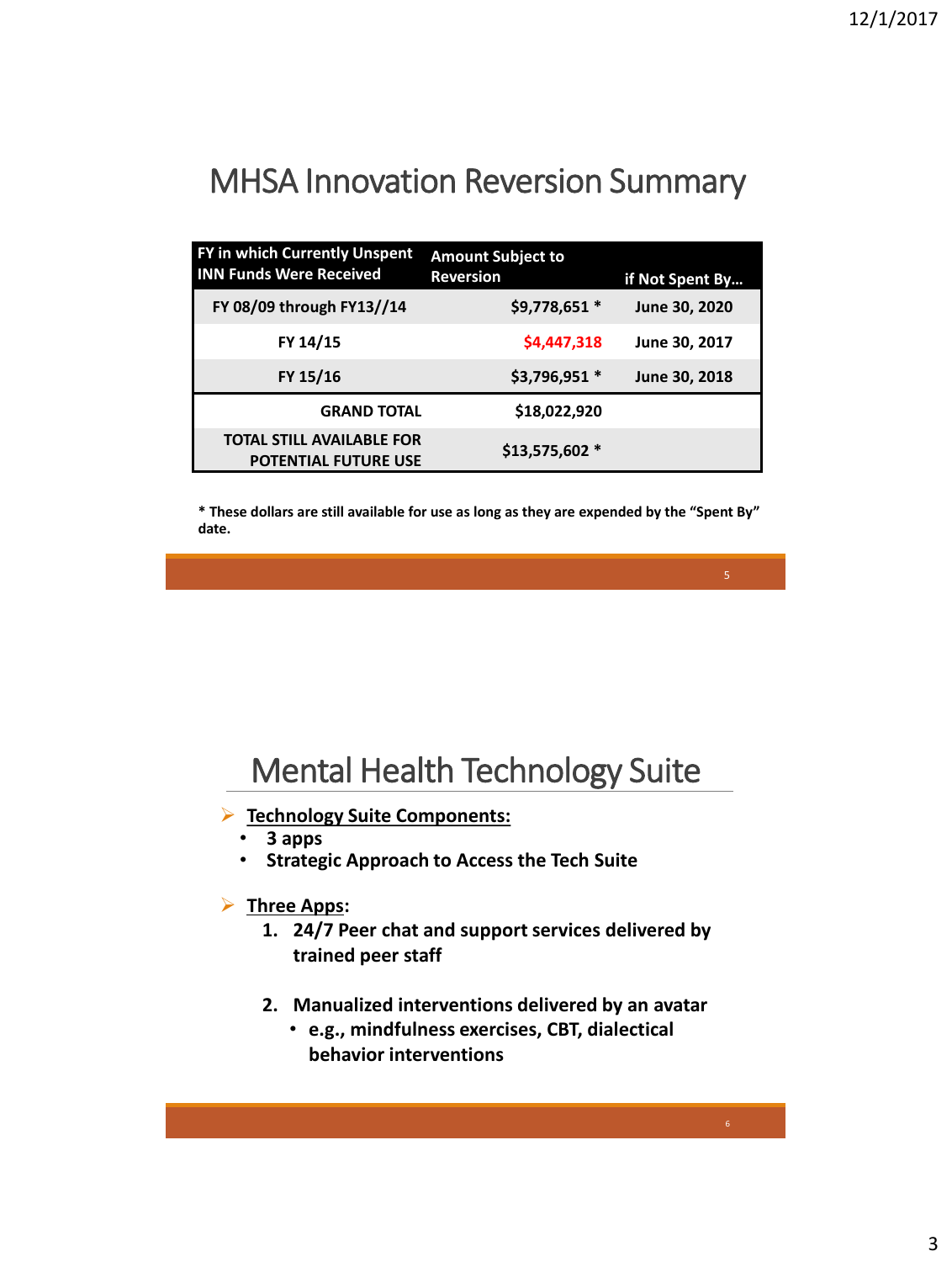# MHSA Innovation Reversion Summary

| FY in which Currently Unspent INN Funds Were Received | Amount Subject to Reversion | if Not Spent By… |
|---|---|---|
| FY 08/09 through FY13//14 | $9,778,651 * | June 30, 2020 |
| FY 14/15 | $4,447,318 | June 30, 2017 |
| FY 15/16 | $3,796,951 * | June 30, 2018 |
| GRAND TOTAL | $18,022,920 | |
| TOTAL STILL AVAILABLE FOR POTENTIAL FUTURE USE | $13,575,602 * | |

**\* These dollars are still available for use as long as they are expended by the "Spent By" date.**

# Mental Health Technology Suite

- **Technology Suite Components:**
  - **3 apps**
  - **Strategic Approach to Access the Tech Suite**
- **Three Apps:**
  1. **24/7 Peer chat and support services delivered by trained peer staff**
  2. **Manualized interventions delivered by an avatar**
     - **e.g., mindfulness exercises, CBT, dialectical behavior interventions**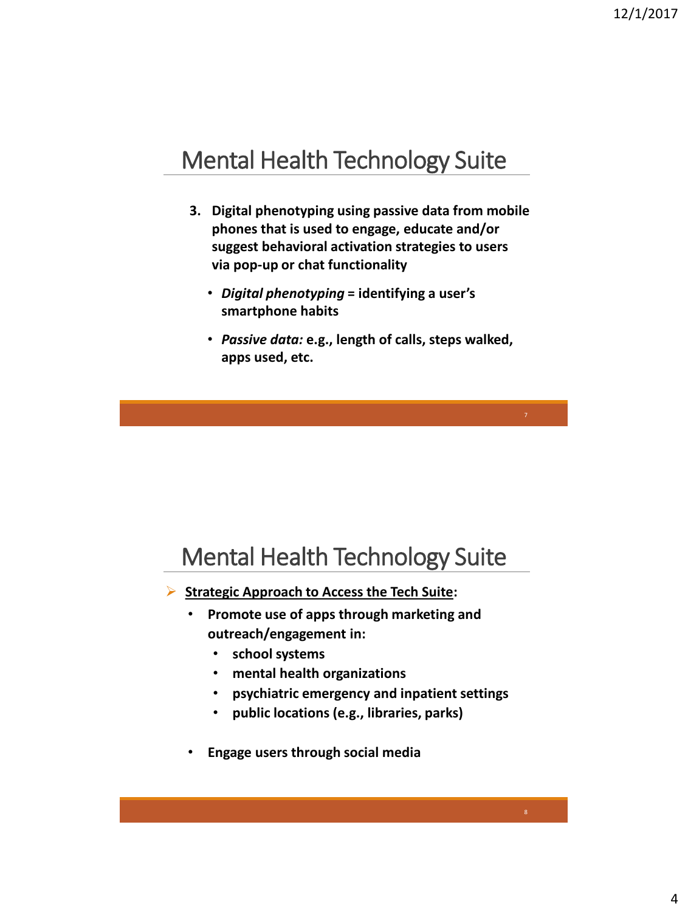## Mental Health Technology Suite

3. **Digital phenotyping using passive data from mobile phones that is used to engage, educate and/or suggest behavioral activation strategies to users via pop-up or chat functionality**

   - ***Digital phenotyping*** **= identifying a user's smartphone habits**
   - ***Passive data:*** **e.g., length of calls, steps walked, apps used, etc.**

## Mental Health Technology Suite

- **Strategic Approach to Access the Tech Suite:**
  - **Promote use of apps through marketing and outreach/engagement in:**
    - **school systems**
    - **mental health organizations**
    - **psychiatric emergency and inpatient settings**
    - **public locations (e.g., libraries, parks)**
  - **Engage users through social media**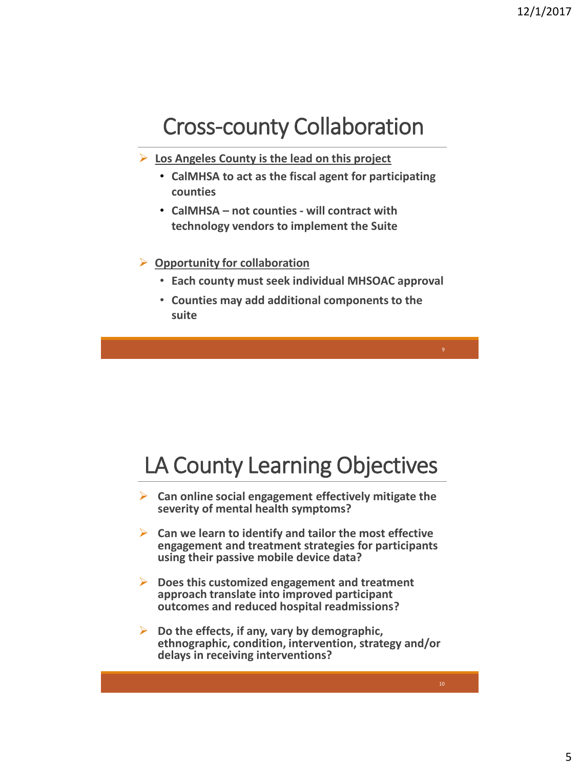# Cross-county Collaboration

- **Los Angeles County is the lead on this project**
  - **CalMHSA to act as the fiscal agent for participating counties**
  - **CalMHSA – not counties - will contract with technology vendors to implement the Suite**
- **Opportunity for collaboration**
  - **Each county must seek individual MHSOAC approval**
  - **Counties may add additional components to the suite**

# LA County Learning Objectives

- **Can online social engagement effectively mitigate the severity of mental health symptoms?**
- **Can we learn to identify and tailor the most effective engagement and treatment strategies for participants using their passive mobile device data?**
- **Does this customized engagement and treatment approach translate into improved participant outcomes and reduced hospital readmissions?**
- **Do the effects, if any, vary by demographic, ethnographic, condition, intervention, strategy and/or delays in receiving interventions?**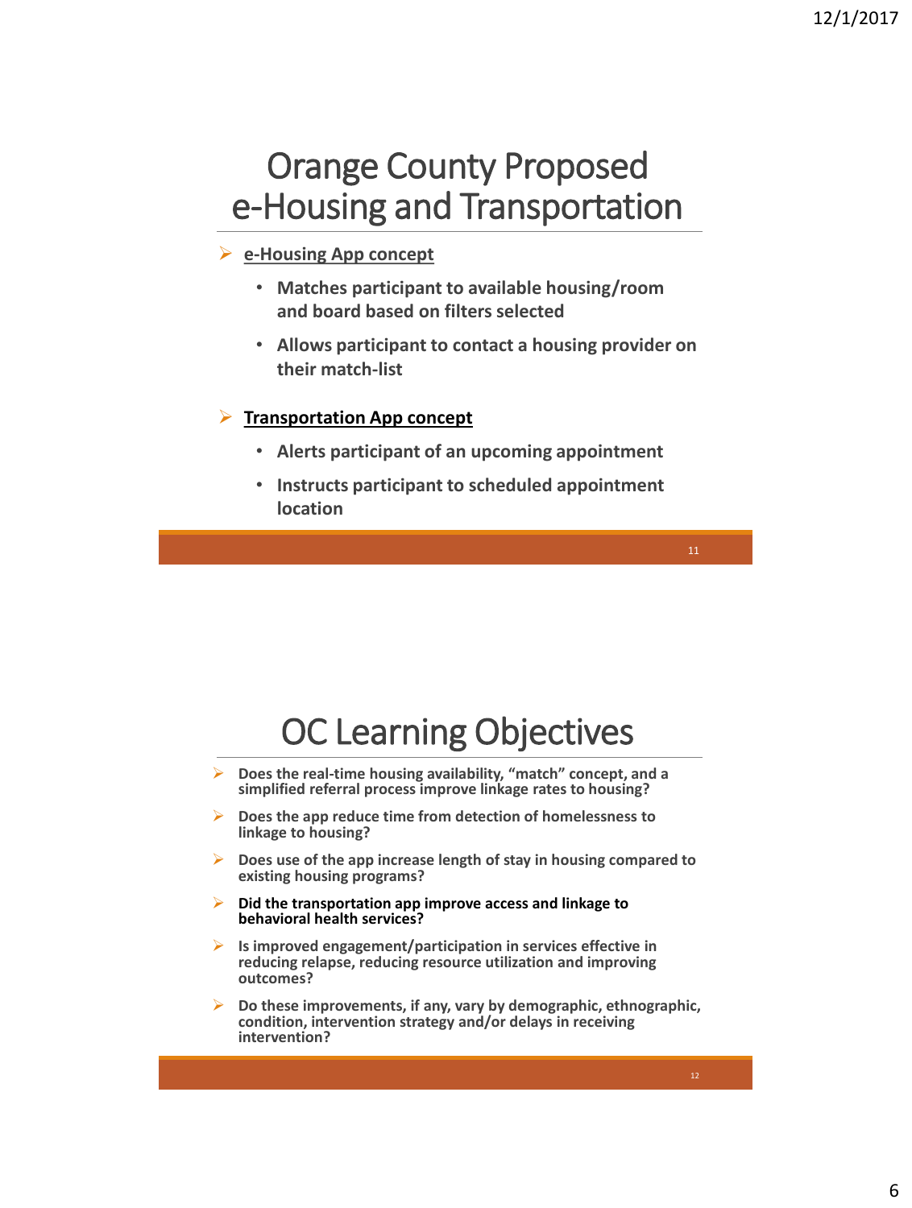# Orange County Proposed e-Housing and Transportation

- **e-Housing App concept**
  - **Matches participant to available housing/room and board based on filters selected**
  - **Allows participant to contact a housing provider on their match-list**
- **Transportation App concept**
  - **Alerts participant of an upcoming appointment**
  - **Instructs participant to scheduled appointment location**

# OC Learning Objectives

- **Does the real-time housing availability, "match" concept, and a simplified referral process improve linkage rates to housing?**
- **Does the app reduce time from detection of homelessness to linkage to housing?**
- **Does use of the app increase length of stay in housing compared to existing housing programs?**
- **Did the transportation app improve access and linkage to behavioral health services?**
- **Is improved engagement/participation in services effective in reducing relapse, reducing resource utilization and improving outcomes?**
- **Do these improvements, if any, vary by demographic, ethnographic, condition, intervention strategy and/or delays in receiving intervention?**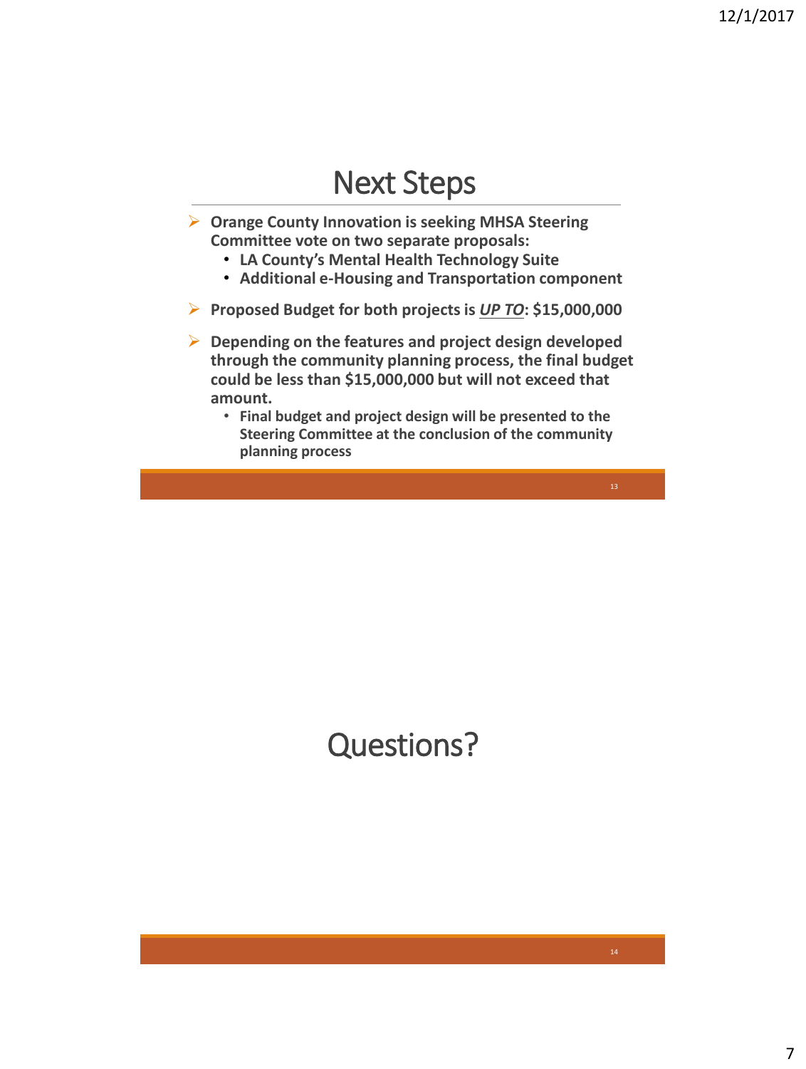# Next Steps

- **Orange County Innovation is seeking MHSA Steering Committee vote on two separate proposals:**
  - **LA County's Mental Health Technology Suite**
  - **Additional e-Housing and Transportation component**
- **Proposed Budget for both projects is *UP TO*: $15,000,000**
- **Depending on the features and project design developed through the community planning process, the final budget could be less than $15,000,000 but will not exceed that amount.**
  - **Final budget and project design will be presented to the Steering Committee at the conclusion of the community planning process**

# Questions?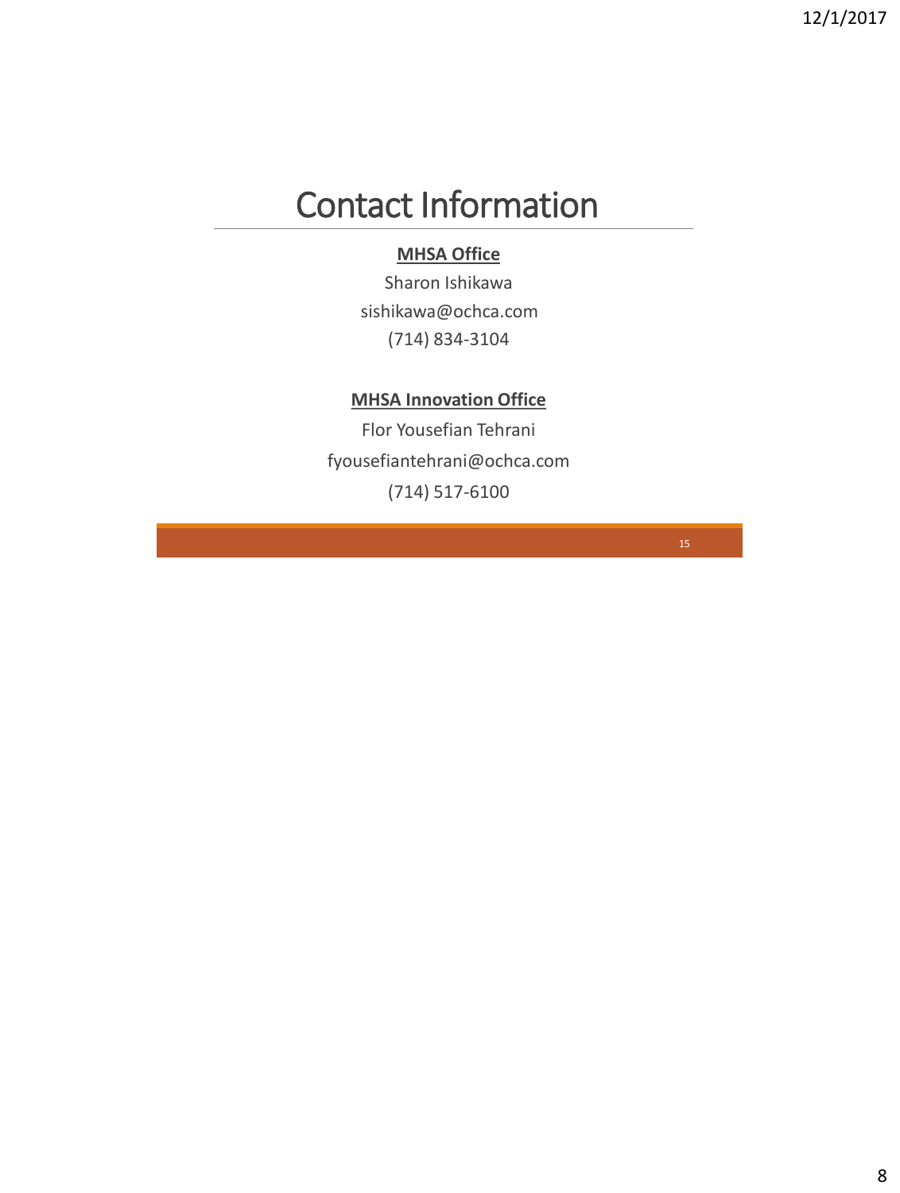# Contact Information

**MHSA Office**

Sharon Ishikawa

sishikawa@ochca.com

(714) 834-3104

**MHSA Innovation Office**

Flor Yousefian Tehrani

fyousefiantehrani@ochca.com

(714) 517-6100